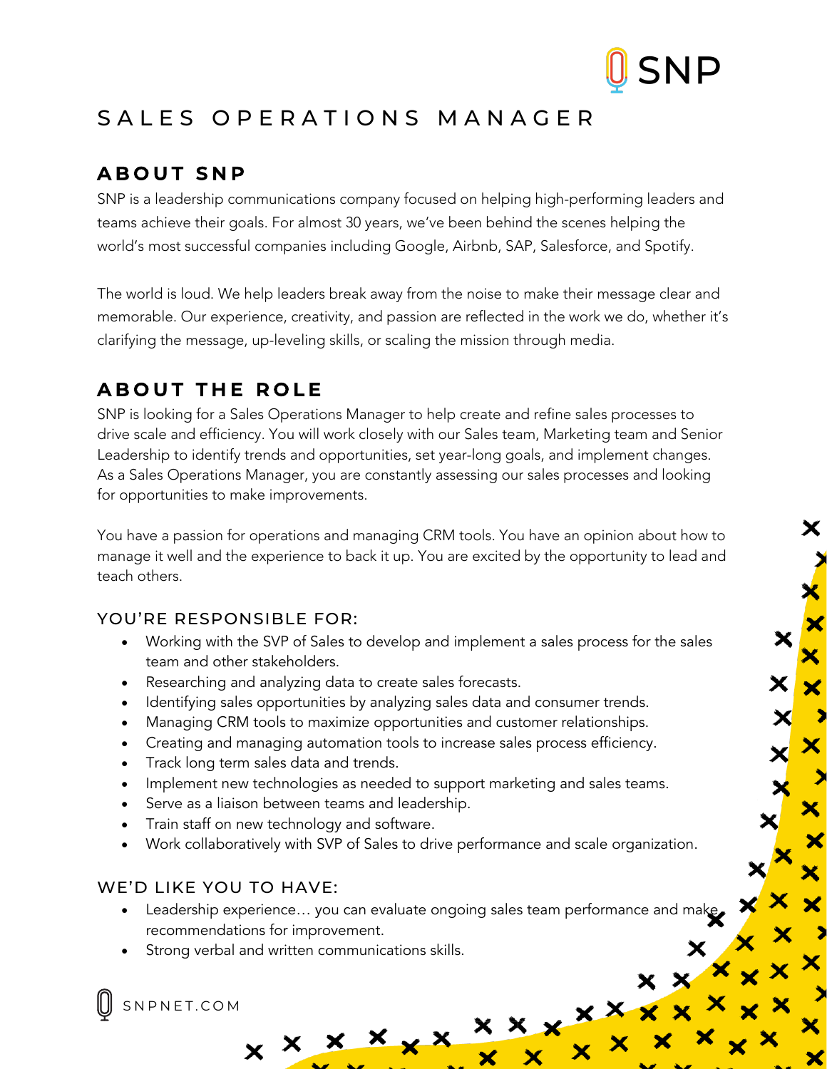SNP

# SALES OPERATIONS MANAGER

## ABOUT SNP

SNP is a leadership communications company focused on helping high-performing leaders and teams achieve their goals. For almost 30 years, we've been behind the scenes helping the world's most successful companies including Google, Airbnb, SAP, Salesforce, and Spotify.

The world is loud. We help leaders break away from the noise to make their message clear and memorable. Our experience, creativity, and passion are reflected in the work we do, whether it's clarifying the message, up-leveling skills, or scaling the mission through media.

## ABOUT THE ROLE

SNP is looking for a Sales Operations Manager to help create and refine sales processes to drive scale and efficiency. You will work closely with our Sales team, Marketing team and Senior Leadership to identify trends and opportunities, set year-long goals, and implement changes. As a Sales Operations Manager, you are constantly assessing our sales processes and looking for opportunities to make improvements.

You have a passion for operations and managing CRM tools. You have an opinion about how to manage it well and the experience to back it up. You are excited by the opportunity to lead and teach others.

### YOU'RE RESPONSIBLE FOR:

- Working with the SVP of Sales to develop and implement a sales process for the sales team and other stakeholders.
- Researching and analyzing data to create sales forecasts.
- Identifying sales opportunities by analyzing sales data and consumer trends.
- Managing CRM tools to maximize opportunities and customer relationships.
- Creating and managing automation tools to increase sales process efficiency.
- Track long term sales data and trends.
- Implement new technologies as needed to support marketing and sales teams.
- Serve as a liaison between teams and leadership.
- Train staff on new technology and software.
- Work collaboratively with SVP of Sales to drive performance and scale organization.

### WE'D LIKE YOU TO HAVE:

- Leadership experience… you can evaluate ongoing sales team performance and make recommendations for improvement.
- Strong verbal and written communications skills.

SNPNET.COM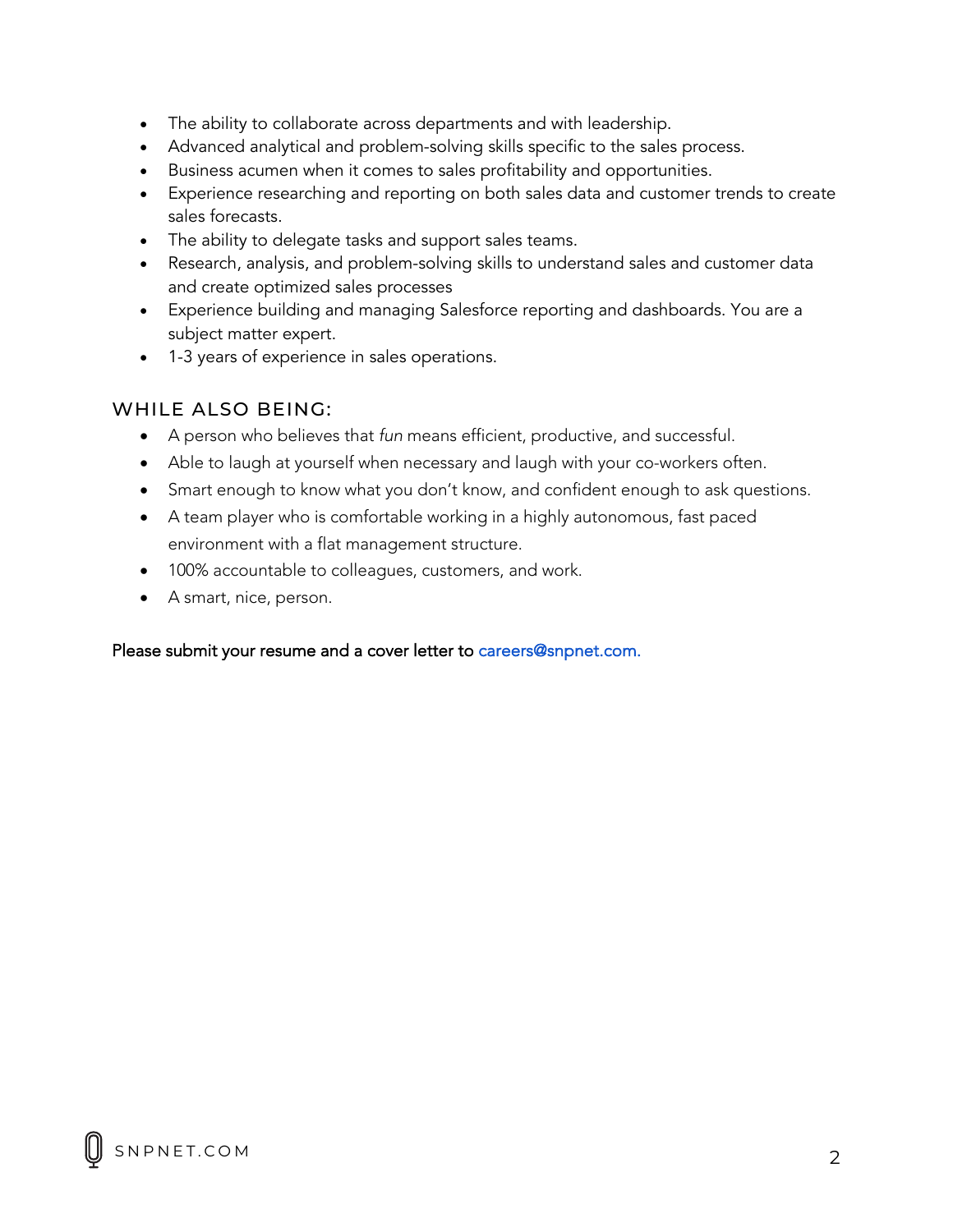- The ability to collaborate across departments and with leadership.
- Advanced analytical and problem-solving skills specific to the sales process.
- Business acumen when it comes to sales profitability and opportunities.
- Experience researching and reporting on both sales data and customer trends to create sales forecasts.
- The ability to delegate tasks and support sales teams.
- Research, analysis, and problem-solving skills to understand sales and customer data and create optimized sales processes
- Experience building and managing Salesforce reporting and dashboards. You are a subject matter expert.
- 1-3 years of experience in sales operations.

## WHILE ALSO BEING:

- A person who believes that *fun* means efficient, productive, and successful.
- Able to laugh at yourself when necessary and laugh with your co-workers often.
- Smart enough to know what you don't know, and confident enough to ask questions.
- A team player who is comfortable working in a highly autonomous, fast paced environment with a flat management structure.
- 100% accountable to colleagues, customers, and work.
- A smart, nice, person.

Please submit your resume and a cover letter to careers@snpnet.com.